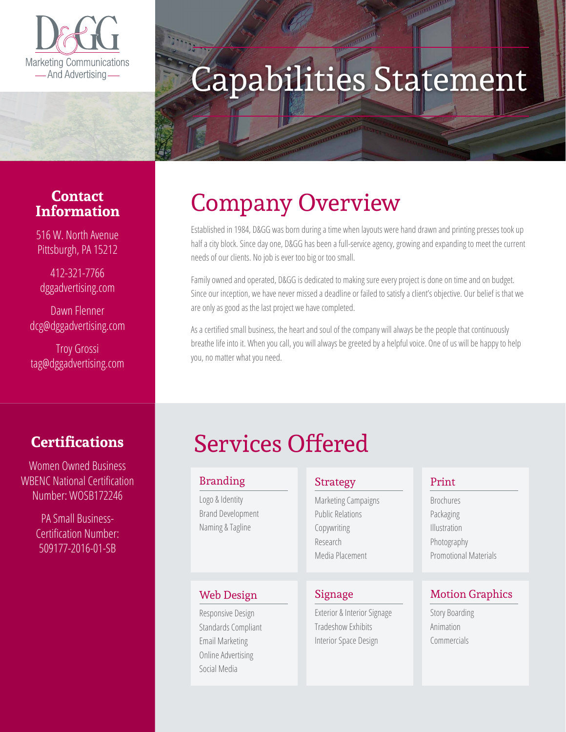D&GG

Marketing Communications
— And Advertising —

# Capabilities Statement

## Contact Information

516 W. North Avenue
Pittsburgh, PA 15212

412-321-7766
dggadvertising.com

Dawn Flenner
dcg@dggadvertising.com

Troy Grossi
tag@dggadvertising.com

## Company Overview

Established in 1984, D&GG was born during a time when layouts were hand drawn and printing presses took up half a city block. Since day one, D&GG has been a full-service agency, growing and expanding to meet the current needs of our clients. No job is ever too big or too small.

Family owned and operated, D&GG is dedicated to making sure every project is done on time and on budget. Since our inception, we have never missed a deadline or failed to satisfy a client's objective. Our belief is that we are only as good as the last project we have completed.

As a certified small business, the heart and soul of the company will always be the people that continuously breathe life into it. When you call, you will always be greeted by a helpful voice. One of us will be happy to help you, no matter what you need.

## Certifications

Women Owned Business
WBENC National Certification
Number: WOSB172246

PA Small Business-
Certification Number:
509177-2016-01-SB

## Services Offered

### Branding

- Logo & Identity
- Brand Development
- Naming & Tagline

### Strategy

- Marketing Campaigns
- Public Relations
- Copywriting
- Research
- Media Placement

### Print

- Brochures
- Packaging
- Illustration
- Photography
- Promotional Materials

### Web Design

- Responsive Design
- Standards Compliant
- Email Marketing
- Online Advertising
- Social Media

### Signage

- Exterior & Interior Signage
- Tradeshow Exhibits
- Interior Space Design

### Motion Graphics

- Story Boarding
- Animation
- Commercials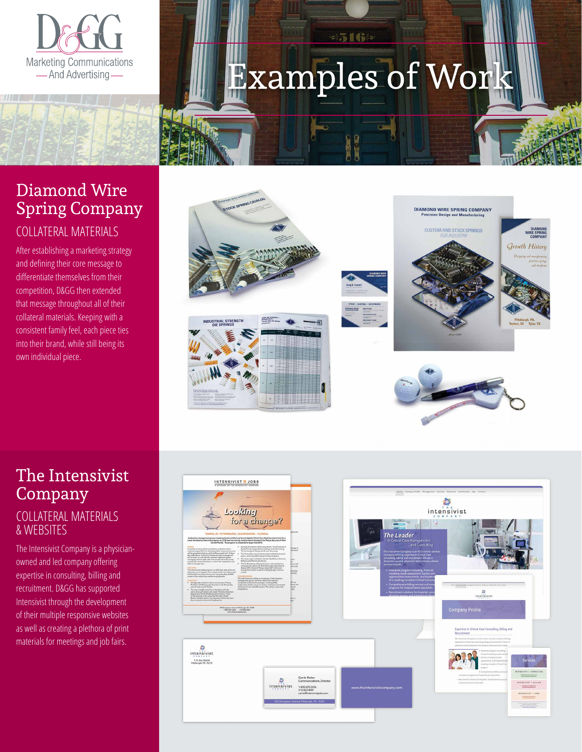D&GG Marketing Communications — And Advertising —

# Examples of Work

## Diamond Wire Spring Company

### COLLATERAL MATERIALS

After establishing a marketing strategy and defining their core message to differentiate themselves from their competition, D&GG then extended that message throughout all of their collateral materials. Keeping with a consistent family feel, each piece ties into their brand, while still being its own individual piece.

## The Intensivist Company

### COLLATERAL MATERIALS & WEBSITES

The Intensivist Company is a physician-owned and led company offering expertise in consulting, billing and recruitment. D&GG has supported Intensivist through the development of their multiple responsive websites as well as creating a plethora of print materials for meetings and job fairs.